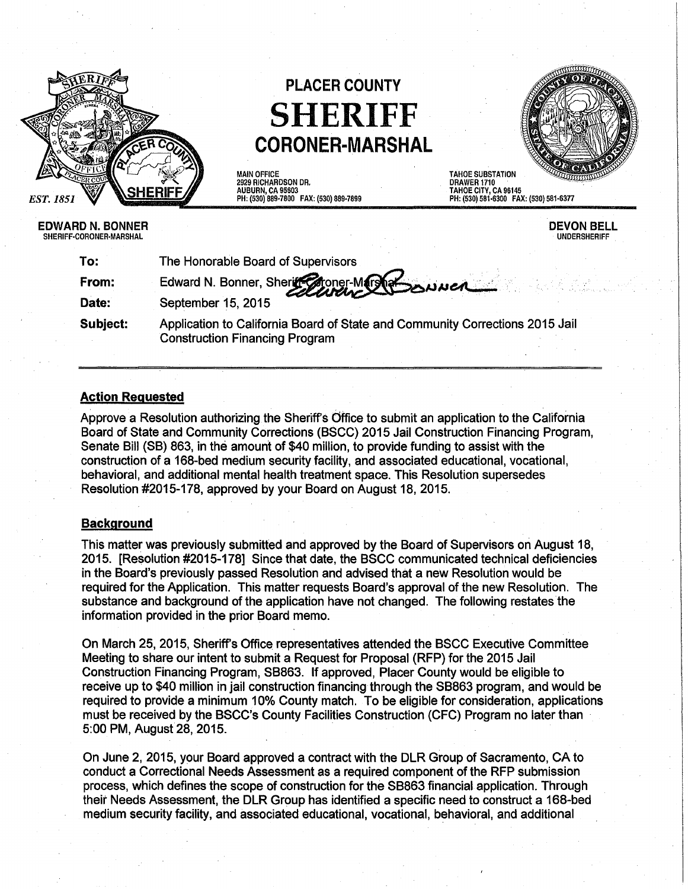# PLACER COUNTY

# SHERIFF

## CORONER-MARSHAL

EST. 1851

MAIN OFFICE
2929 RICHARDSON DR.
AUBURN, CA 95603
PH: (530) 889-7800 FAX: (530) 889-7899

TAHOE SUBSTATION
DRAWER 1710
TAHOE CITY, CA 96145
PH: (530) 581-6300 FAX: (530) 581-6377

**EDWARD N. BONNER**
SHERIFF-CORONER-MARSHAL

**DEVON BELL**
UNDERSHERIFF

**To:** The Honorable Board of Supervisors

**From:** Edward N. Bonner, Sheriff-Coroner-Marshal

**Date:** September 15, 2015

**Subject:** Application to California Board of State and Community Corrections 2015 Jail Construction Financing Program

---

### Action Requested

Approve a Resolution authorizing the Sheriff's Office to submit an application to the California Board of State and Community Corrections (BSCC) 2015 Jail Construction Financing Program, Senate Bill (SB) 863, in the amount of $40 million, to provide funding to assist with the construction of a 168-bed medium security facility, and associated educational, vocational, behavioral, and additional mental health treatment space. This Resolution supersedes Resolution #2015-178, approved by your Board on August 18, 2015.

### Background

This matter was previously submitted and approved by the Board of Supervisors on August 18, 2015. [Resolution #2015-178] Since that date, the BSCC communicated technical deficiencies in the Board's previously passed Resolution and advised that a new Resolution would be required for the Application. This matter requests Board's approval of the new Resolution. The substance and background of the application have not changed. The following restates the information provided in the prior Board memo.

On March 25, 2015, Sheriff's Office representatives attended the BSCC Executive Committee Meeting to share our intent to submit a Request for Proposal (RFP) for the 2015 Jail Construction Financing Program, SB863. If approved, Placer County would be eligible to receive up to $40 million in jail construction financing through the SB863 program, and would be required to provide a minimum 10% County match. To be eligible for consideration, applications must be received by the BSCC's County Facilities Construction (CFC) Program no later than 5:00 PM, August 28, 2015.

On June 2, 2015, your Board approved a contract with the DLR Group of Sacramento, CA to conduct a Correctional Needs Assessment as a required component of the RFP submission process, which defines the scope of construction for the SB863 financial application. Through their Needs Assessment, the DLR Group has identified a specific need to construct a 168-bed medium security facility, and associated educational, vocational, behavioral, and additional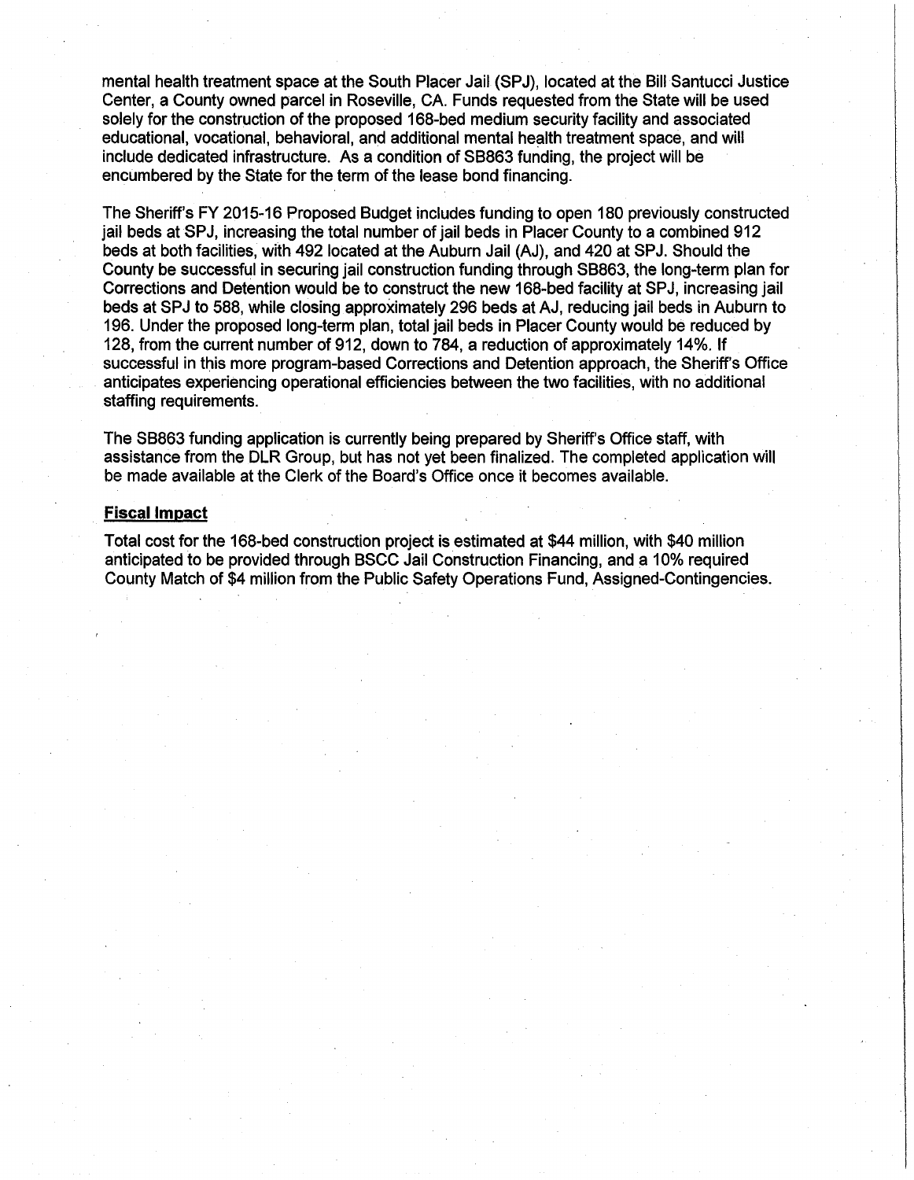mental health treatment space at the South Placer Jail (SPJ), located at the Bill Santucci Justice Center, a County owned parcel in Roseville, CA. Funds requested from the State will be used solely for the construction of the proposed 168-bed medium security facility and associated educational, vocational, behavioral, and additional mental health treatment space, and will include dedicated infrastructure. As a condition of SB863 funding, the project will be encumbered by the State for the term of the lease bond financing.

The Sheriff's FY 2015-16 Proposed Budget includes funding to open 180 previously constructed jail beds at SPJ, increasing the total number of jail beds in Placer County to a combined 912 beds at both facilities, with 492 located at the Auburn Jail (AJ), and 420 at SPJ. Should the County be successful in securing jail construction funding through SB863, the long-term plan for Corrections and Detention would be to construct the new 168-bed facility at SPJ, increasing jail beds at SPJ to 588, while closing approximately 296 beds at AJ, reducing jail beds in Auburn to 196. Under the proposed long-term plan, total jail beds in Placer County would be reduced by 128, from the current number of 912, down to 784, a reduction of approximately 14%. If successful in this more program-based Corrections and Detention approach, the Sheriff's Office anticipates experiencing operational efficiencies between the two facilities, with no additional staffing requirements.

The SB863 funding application is currently being prepared by Sheriff's Office staff, with assistance from the DLR Group, but has not yet been finalized. The completed application will be made available at the Clerk of the Board's Office once it becomes available.

**Fiscal Impact**

Total cost for the 168-bed construction project is estimated at $44 million, with $40 million anticipated to be provided through BSCC Jail Construction Financing, and a 10% required County Match of $4 million from the Public Safety Operations Fund, Assigned-Contingencies.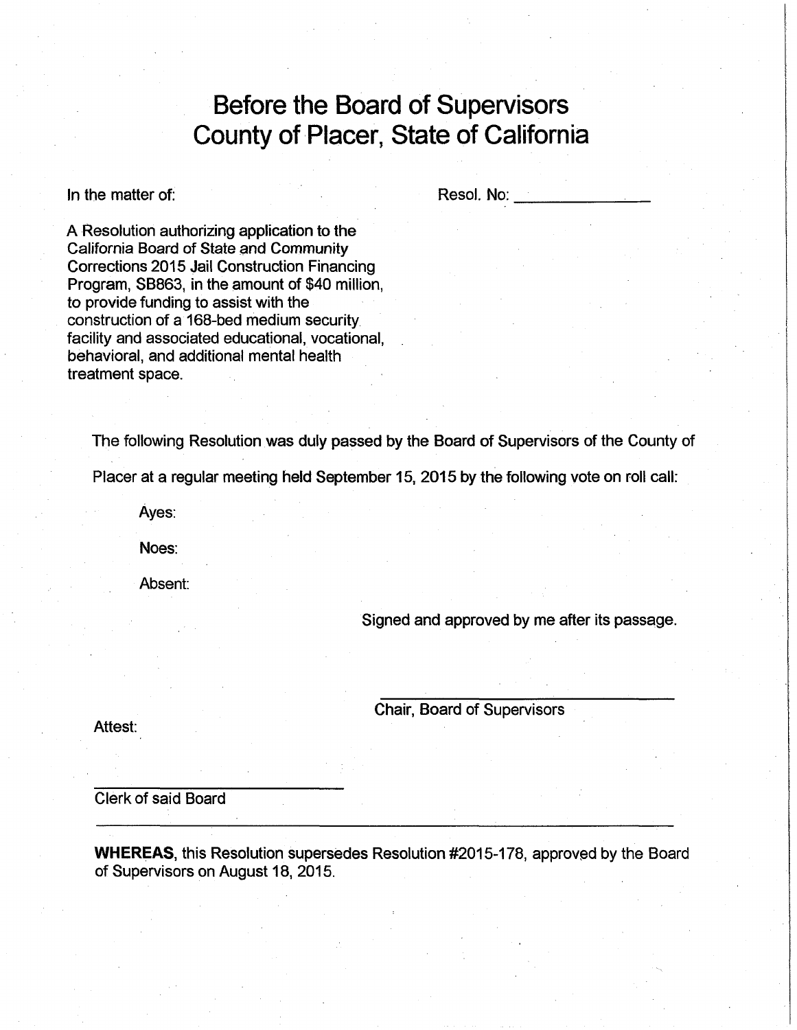# Before the Board of Supervisors
# County of Placer, State of California

In the matter of:

Resol. No: ______________

A Resolution authorizing application to the California Board of State and Community Corrections 2015 Jail Construction Financing Program, SB863, in the amount of $40 million, to provide funding to assist with the construction of a 168-bed medium security facility and associated educational, vocational, behavioral, and additional mental health treatment space.

The following Resolution was duly passed by the Board of Supervisors of the County of Placer at a regular meeting held September 15, 2015 by the following vote on roll call:

Ayes:

Noes:

Absent:

Signed and approved by me after its passage.

______________________________
Chair, Board of Supervisors

Attest:

______________________________
Clerk of said Board

---

**WHEREAS**, this Resolution supersedes Resolution #2015-178, approved by the Board of Supervisors on August 18, 2015.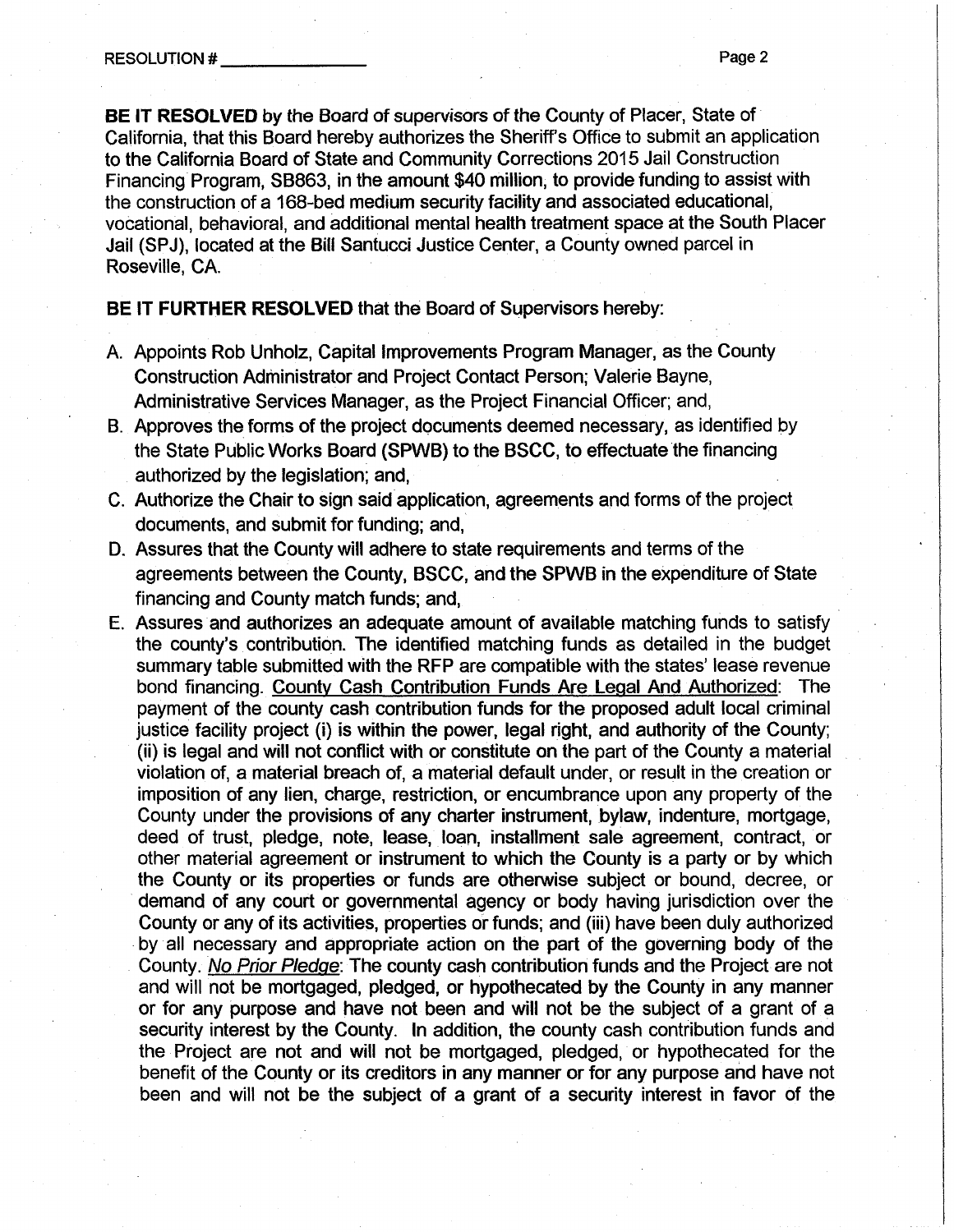**BE IT RESOLVED** by the Board of supervisors of the County of Placer, State of California, that this Board hereby authorizes the Sheriff's Office to submit an application to the California Board of State and Community Corrections 2015 Jail Construction Financing Program, SB863, in the amount $40 million, to provide funding to assist with the construction of a 168-bed medium security facility and associated educational, vocational, behavioral, and additional mental health treatment space at the South Placer Jail (SPJ), located at the Bill Santucci Justice Center, a County owned parcel in Roseville, CA.

**BE IT FURTHER RESOLVED** that the Board of Supervisors hereby:

A. Appoints Rob Unholz, Capital Improvements Program Manager, as the County Construction Administrator and Project Contact Person; Valerie Bayne, Administrative Services Manager, as the Project Financial Officer; and,

B. Approves the forms of the project documents deemed necessary, as identified by the State Public Works Board (SPWB) to the BSCC, to effectuate the financing authorized by the legislation; and,

C. Authorize the Chair to sign said application, agreements and forms of the project documents, and submit for funding; and,

D. Assures that the County will adhere to state requirements and terms of the agreements between the County, BSCC, and the SPWB in the expenditure of State financing and County match funds; and,

E. Assures and authorizes an adequate amount of available matching funds to satisfy the county's contribution. The identified matching funds as detailed in the budget summary table submitted with the RFP are compatible with the states' lease revenue bond financing. <u>County Cash Contribution Funds Are Legal And Authorized</u>: The payment of the county cash contribution funds for the proposed adult local criminal justice facility project (i) is within the power, legal right, and authority of the County; (ii) is legal and will not conflict with or constitute on the part of the County a material violation of, a material breach of, a material default under, or result in the creation or imposition of any lien, charge, restriction, or encumbrance upon any property of the County under the provisions of any charter instrument, bylaw, indenture, mortgage, deed of trust, pledge, note, lease, loan, installment sale agreement, contract, or other material agreement or instrument to which the County is a party or by which the County or its properties or funds are otherwise subject or bound, decree, or demand of any court or governmental agency or body having jurisdiction over the County or any of its activities, properties or funds; and (iii) have been duly authorized by all necessary and appropriate action on the part of the governing body of the County. <u>*No Prior Pledge*</u>: The county cash contribution funds and the Project are not and will not be mortgaged, pledged, or hypothecated by the County in any manner or for any purpose and have not been and will not be the subject of a grant of a security interest by the County. In addition, the county cash contribution funds and the Project are not and will not be mortgaged, pledged, or hypothecated for the benefit of the County or its creditors in any manner or for any purpose and have not been and will not be the subject of a grant of a security interest in favor of the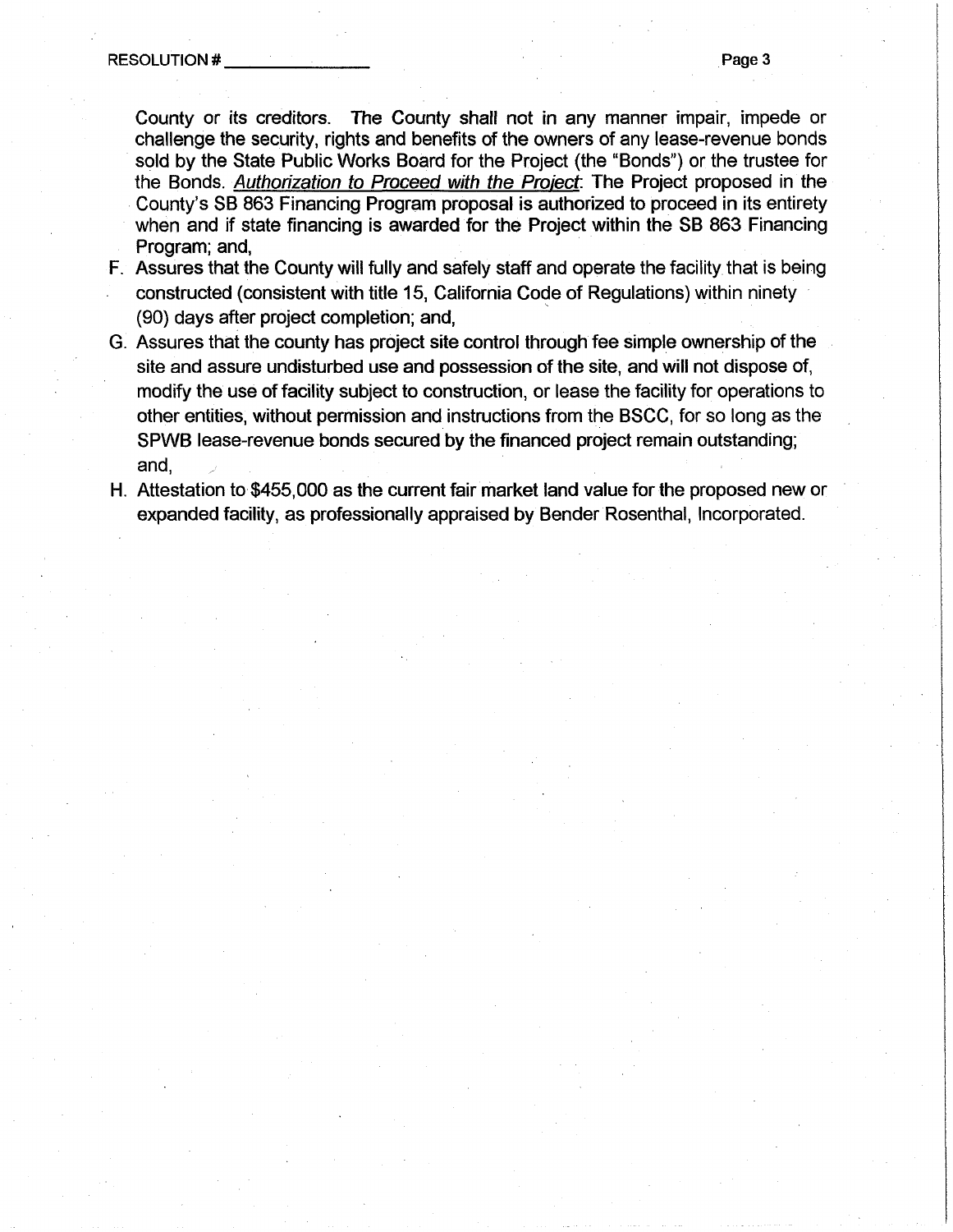County or its creditors. The County shall not in any manner impair, impede or challenge the security, rights and benefits of the owners of any lease-revenue bonds sold by the State Public Works Board for the Project (the "Bonds") or the trustee for the Bonds. _Authorization to Proceed with the Project_: The Project proposed in the County's SB 863 Financing Program proposal is authorized to proceed in its entirety when and if state financing is awarded for the Project within the SB 863 Financing Program; and,

F. Assures that the County will fully and safely staff and operate the facility that is being constructed (consistent with title 15, California Code of Regulations) within ninety (90) days after project completion; and,

G. Assures that the county has project site control through fee simple ownership of the site and assure undisturbed use and possession of the site, and will not dispose of, modify the use of facility subject to construction, or lease the facility for operations to other entities, without permission and instructions from the BSCC, for so long as the SPWB lease-revenue bonds secured by the financed project remain outstanding; and,

H. Attestation to $455,000 as the current fair market land value for the proposed new or expanded facility, as professionally appraised by Bender Rosenthal, Incorporated.